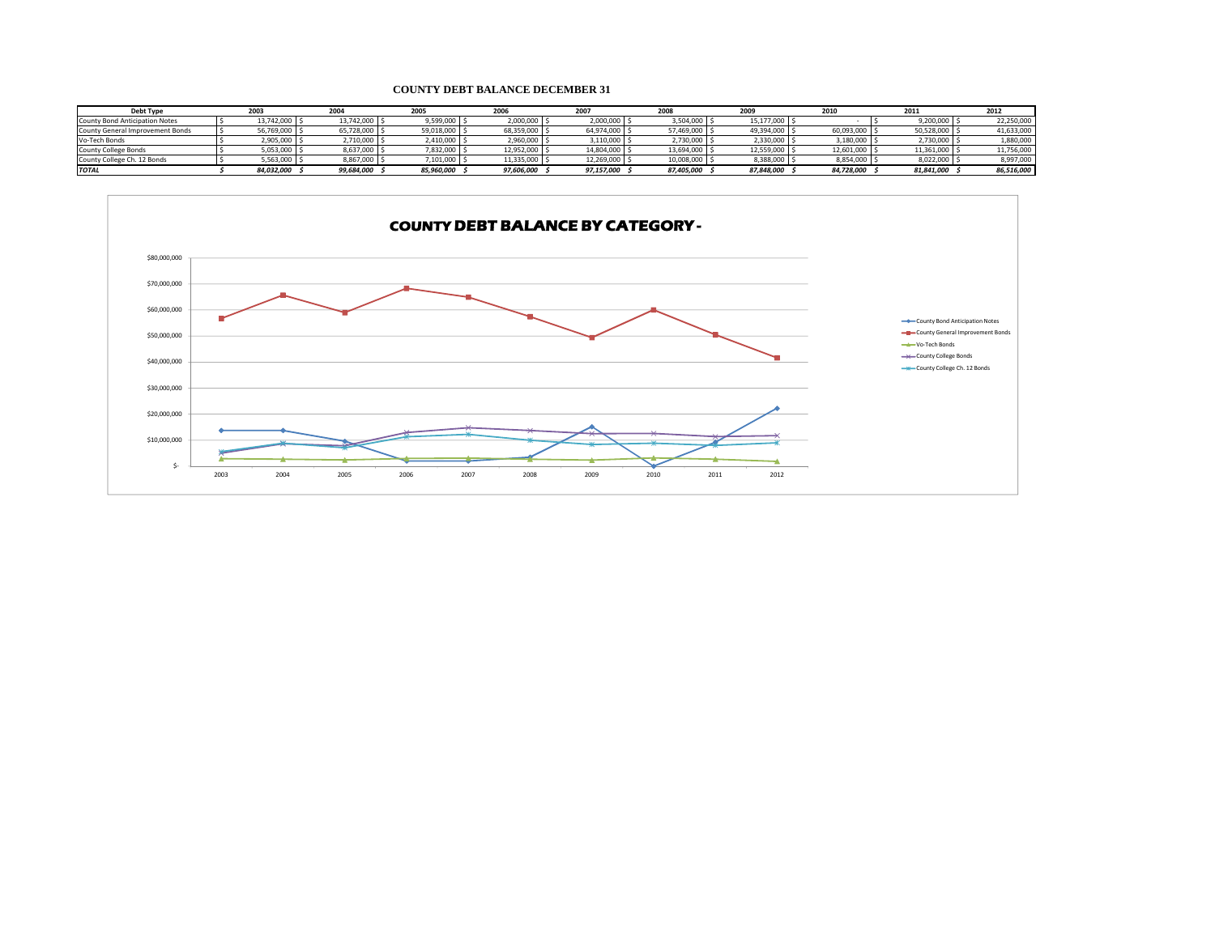# COUNTY DEBT BALANCE DECEMBER 31

| Debt Type | 2003 | 2004 | 2005 | 2006 | 2007 | 2008 | 2009 | 2010 | 2011 | 2012 |
|---|---|---|---|---|---|---|---|---|---|---|
| County Bond Anticipation Notes | $ 13,742,000 | $ 13,742,000 | $ 9,599,000 | $ 2,000,000 | $ 2,000,000 | $ 3,504,000 | $ 15,177,000 | $ - | $ 9,200,000 | $ 22,250,000 |
| County General Improvement Bonds | $ 56,769,000 | $ 65,728,000 | $ 59,018,000 | $ 68,359,000 | $ 64,974,000 | $ 57,469,000 | $ 49,394,000 | $ 60,093,000 | $ 50,528,000 | $ 41,633,000 |
| Vo-Tech Bonds | $ 2,905,000 | $ 2,710,000 | $ 2,410,000 | $ 2,960,000 | $ 3,110,000 | $ 2,730,000 | $ 2,330,000 | $ 3,180,000 | $ 2,730,000 | $ 1,880,000 |
| County College Bonds | $ 5,053,000 | $ 8,637,000 | $ 7,832,000 | $ 12,952,000 | $ 14,804,000 | $ 13,694,000 | $ 12,559,000 | $ 12,601,000 | $ 11,361,000 | $ 11,756,000 |
| County College Ch. 12 Bonds | $ 5,563,000 | $ 8,867,000 | $ 7,101,000 | $ 11,335,000 | $ 12,269,000 | $ 10,008,000 | $ 8,388,000 | $ 8,854,000 | $ 8,022,000 | $ 8,997,000 |
| ***TOTAL*** | ***$ 84,032,000*** | ***$ 99,684,000*** | ***$ 85,960,000*** | ***$ 97,606,000*** | ***$ 97,157,000*** | ***$ 87,405,000*** | ***$ 87,848,000*** | ***$ 84,728,000*** | ***$ 81,841,000*** | ***$ 86,516,000*** |

## COUNTY DEBT BALANCE BY CATEGORY -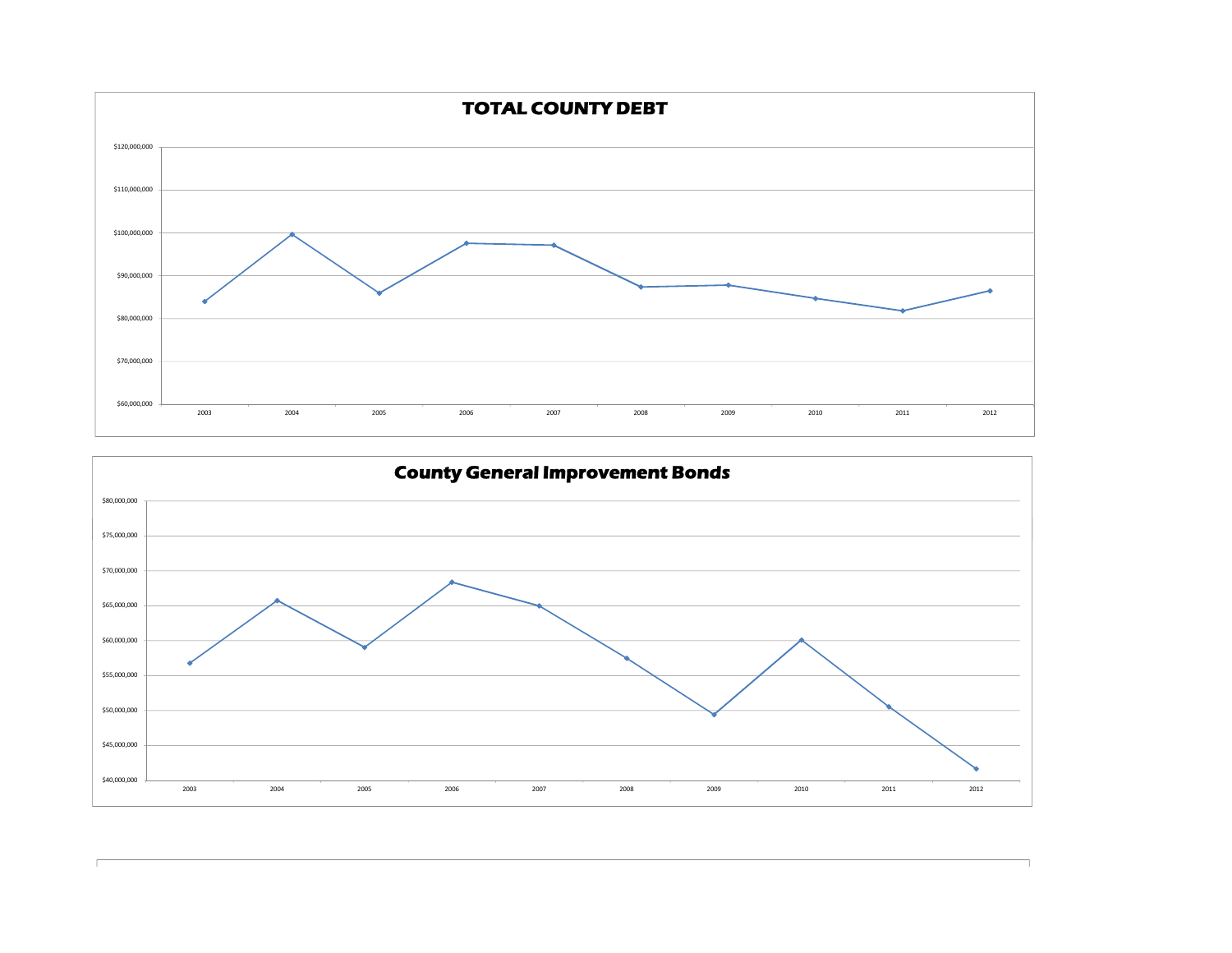## TOTAL COUNTY DEBT

$120,000,000
$110,000,000
$100,000,000
$90,000,000
$80,000,000
$70,000,000
$60,000,000

2003 2004 2005 2006 2007 2008 2009 2010 2011 2012

## County General Improvement Bonds

$80,000,000
$75,000,000
$70,000,000
$65,000,000
$60,000,000
$55,000,000
$50,000,000
$45,000,000
$40,000,000

2003 2004 2005 2006 2007 2008 2009 2010 2011 2012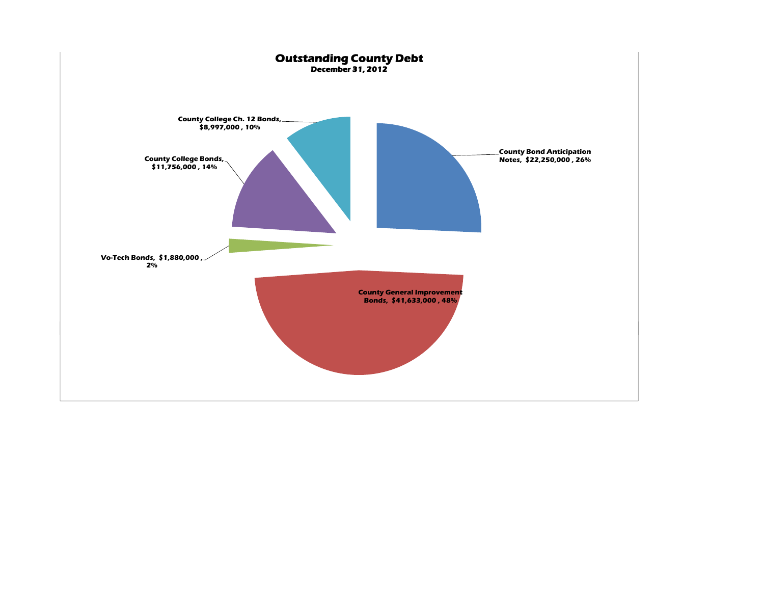**Outstanding County Debt**

**December 31, 2012**

County College Ch. 12 Bonds, $8,997,000 , 10%

County Bond Anticipation Notes, $22,250,000 , 26%

County College Bonds, $11,756,000 , 14%

Vo-Tech Bonds, $1,880,000 , 2%

County General Improvement Bonds, $41,633,000 , 48%